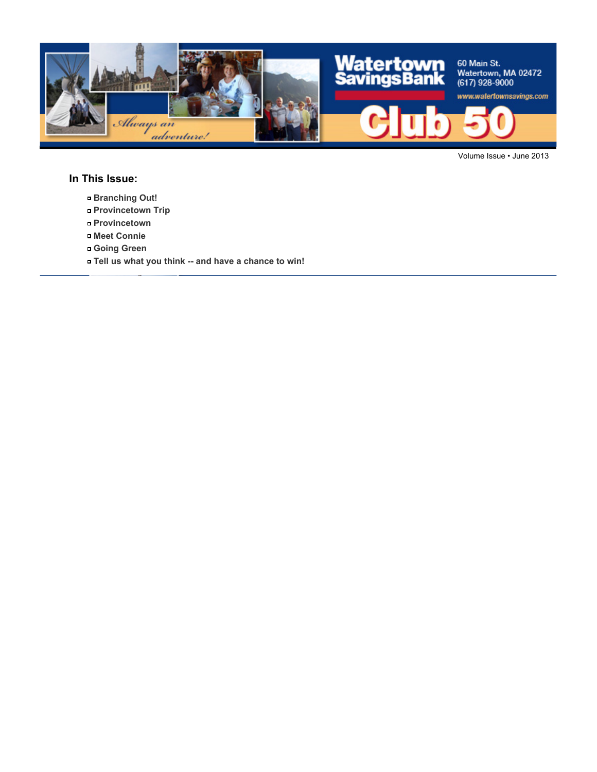# Watertown Savings Bank Club 50

*Always an adventure!*

60 Main St.
Watertown, MA 02472
(617) 928-9000
www.watertownsavings.com

Volume Issue • June 2013

## In This Issue:

- **Branching Out!**
- **Provincetown Trip**
- **Provincetown**
- **Meet Connie**
- **Going Green**
- **Tell us what you think -- and have a chance to win!**

---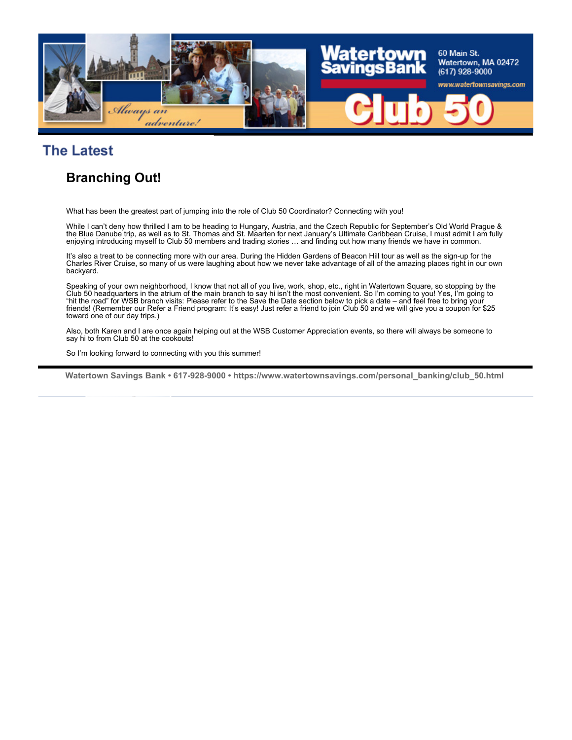## The Latest

### Branching Out!

What has been the greatest part of jumping into the role of Club 50 Coordinator? Connecting with you!

While I can't deny how thrilled I am to be heading to Hungary, Austria, and the Czech Republic for September's Old World Prague & the Blue Danube trip, as well as to St. Thomas and St. Maarten for next January's Ultimate Caribbean Cruise, I must admit I am fully enjoying introducing myself to Club 50 members and trading stories … and finding out how many friends we have in common.

It's also a treat to be connecting more with our area. During the Hidden Gardens of Beacon Hill tour as well as the sign-up for the Charles River Cruise, so many of us were laughing about how we never take advantage of all of the amazing places right in our own backyard.

Speaking of your own neighborhood, I know that not all of you live, work, shop, etc., right in Watertown Square, so stopping by the Club 50 headquarters in the atrium of the main branch to say hi isn't the most convenient. So I'm coming to you! Yes, I'm going to "hit the road" for WSB branch visits: Please refer to the Save the Date section below to pick a date – and feel free to bring your friends! (Remember our Refer a Friend program: It's easy! Just refer a friend to join Club 50 and we will give you a coupon for $25 toward one of our day trips.)

Also, both Karen and I are once again helping out at the WSB Customer Appreciation events, so there will always be someone to say hi to from Club 50 at the cookouts!

So I'm looking forward to connecting with you this summer!

**Watertown Savings Bank • 617-928-9000 • https://www.watertownsavings.com/personal_banking/club_50.html**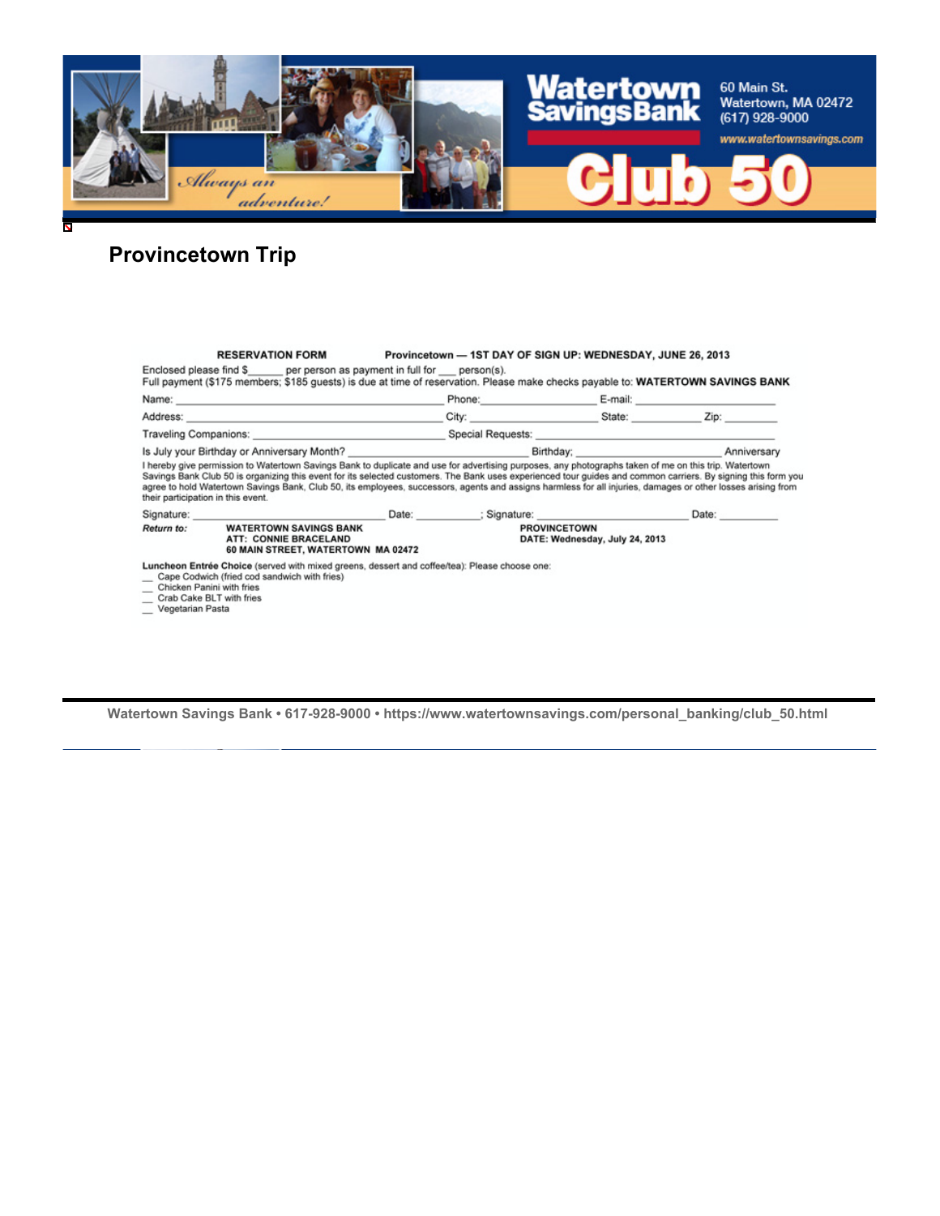Watertown Savings Bank

60 Main St.
Watertown, MA 02472
(617) 928-9000
www.watertownsavings.com

Always an adventure!

Club 50

# Provincetown Trip

**RESERVATION FORM** **Provincetown — 1ST DAY OF SIGN UP: WEDNESDAY, JUNE 26, 2013**

Enclosed please find $______ per person as payment in full for ___ person(s).
Full payment ($175 members; $185 guests) is due at time of reservation. Please make checks payable to: **WATERTOWN SAVINGS BANK**

Name: ______________________________ Phone: __________________ E-mail: ______________________

Address: ______________________________ City: __________________ State: ___________ Zip: _________

Traveling Companions: ______________________________ Special Requests: ______________________________

Is July your Birthday or Anniversary Month? ______________________ Birthday; ______________________ Anniversary

I hereby give permission to Watertown Savings Bank to duplicate and use for advertising purposes, any photographs taken of me on this trip. Watertown Savings Bank Club 50 is organizing this event for its selected customers. The Bank uses experienced tour guides and common carriers. By signing this form you agree to hold Watertown Savings Bank, Club 50, its employees, successors, agents and assigns harmless for all injuries, damages or other losses arising from their participation in this event.

Signature: ______________________ Date: __________; Signature: ______________________ Date: __________

*Return to:* **WATERTOWN SAVINGS BANK**
**ATT: CONNIE BRACELAND**
**60 MAIN STREET, WATERTOWN MA 02472**

**PROVINCETOWN**
**DATE: Wednesday, July 24, 2013**

**Luncheon Entrée Choice** (served with mixed greens, dessert and coffee/tea): Please choose one:

__ Cape Codwich (fried cod sandwich with fries)
__ Chicken Panini with fries
__ Crab Cake BLT with fries
__ Vegetarian Pasta

Watertown Savings Bank • 617-928-9000 • https://www.watertownsavings.com/personal_banking/club_50.html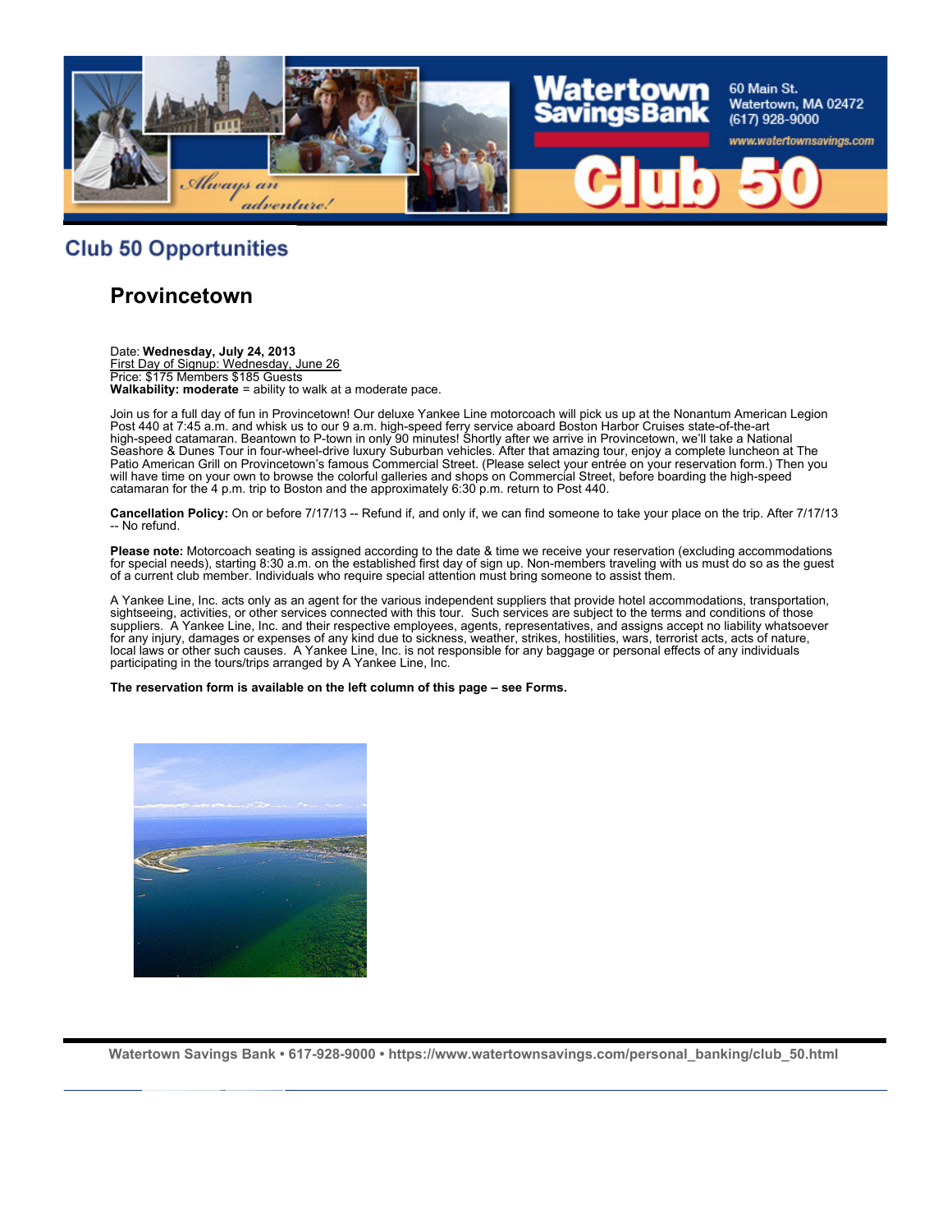## Club 50 Opportunities

### Provincetown

Date: **Wednesday, July 24, 2013**
First Day of Signup: Wednesday, June 26
Price: $175 Members $185 Guests
**Walkability: moderate** = ability to walk at a moderate pace.

Join us for a full day of fun in Provincetown! Our deluxe Yankee Line motorcoach will pick us up at the Nonantum American Legion Post 440 at 7:45 a.m. and whisk us to our 9 a.m. high-speed ferry service aboard Boston Harbor Cruises state-of-the-art high-speed catamaran. Beantown to P-town in only 90 minutes! Shortly after we arrive in Provincetown, we'll take a National Seashore & Dunes Tour in four-wheel-drive luxury Suburban vehicles. After that amazing tour, enjoy a complete luncheon at The Patio American Grill on Provincetown's famous Commercial Street. (Please select your entrée on your reservation form.) Then you will have time on your own to browse the colorful galleries and shops on Commercial Street, before boarding the high-speed catamaran for the 4 p.m. trip to Boston and the approximately 6:30 p.m. return to Post 440.

**Cancellation Policy:** On or before 7/17/13 -- Refund if, and only if, we can find someone to take your place on the trip. After 7/17/13 -- No refund.

**Please note:** Motorcoach seating is assigned according to the date & time we receive your reservation (excluding accommodations for special needs), starting 8:30 a.m. on the established first day of sign up. Non-members traveling with us must do so as the guest of a current club member. Individuals who require special attention must bring someone to assist them.

A Yankee Line, Inc. acts only as an agent for the various independent suppliers that provide hotel accommodations, transportation, sightseeing, activities, or other services connected with this tour. Such services are subject to the terms and conditions of those suppliers. A Yankee Line, Inc. and their respective employees, agents, representatives, and assigns accept no liability whatsoever for any injury, damages or expenses of any kind due to sickness, weather, strikes, hostilities, wars, terrorist acts, acts of nature, local laws or other such causes. A Yankee Line, Inc. is not responsible for any baggage or personal effects of any individuals participating in the tours/trips arranged by A Yankee Line, Inc.

**The reservation form is available on the left column of this page – see Forms.**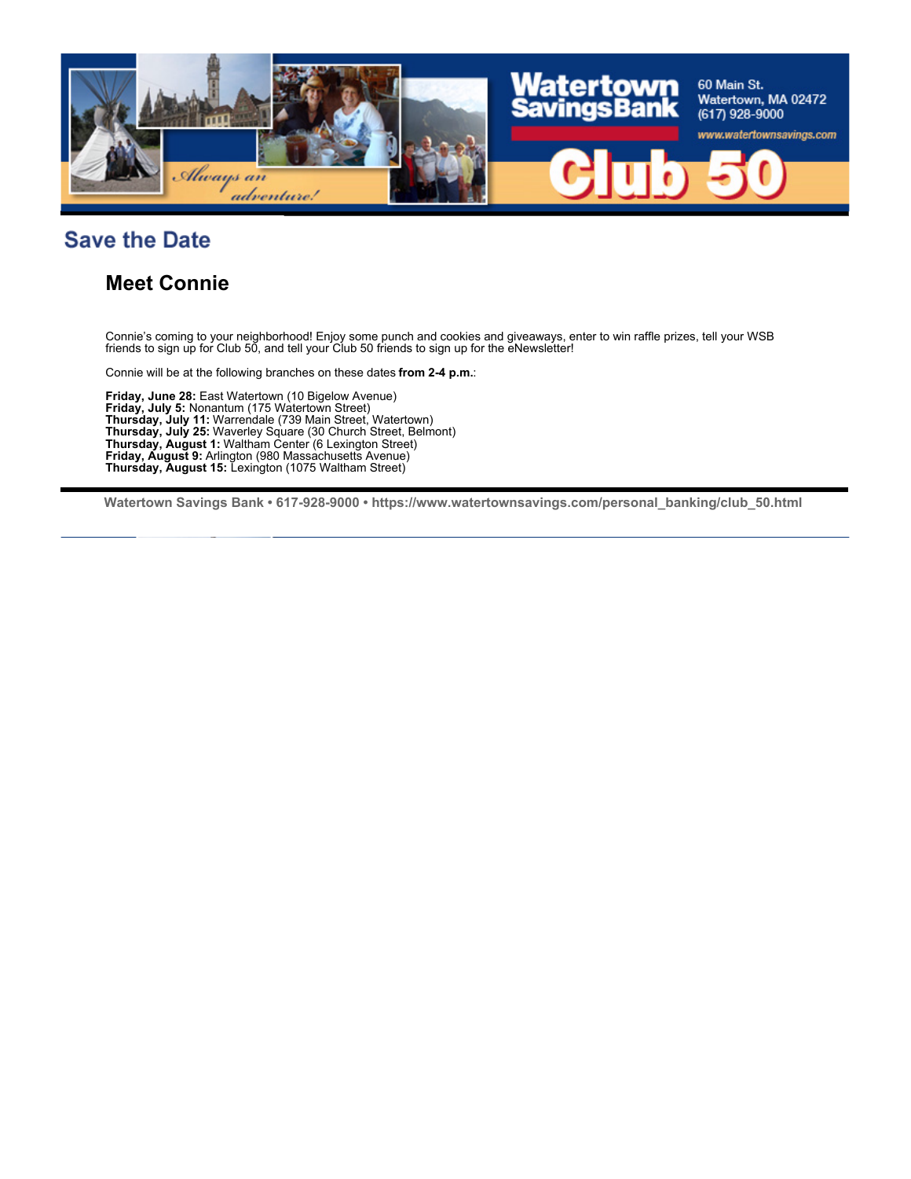## Save the Date

### Meet Connie

Connie's coming to your neighborhood! Enjoy some punch and cookies and giveaways, enter to win raffle prizes, tell your WSB friends to sign up for Club 50, and tell your Club 50 friends to sign up for the eNewsletter!

Connie will be at the following branches on these dates **from 2-4 p.m.**:

**Friday, June 28:** East Watertown (10 Bigelow Avenue)
**Friday, July 5:** Nonantum (175 Watertown Street)
**Thursday, July 11:** Warrendale (739 Main Street, Watertown)
**Thursday, July 25:** Waverley Square (30 Church Street, Belmont)
**Thursday, August 1:** Waltham Center (6 Lexington Street)
**Friday, August 9:** Arlington (980 Massachusetts Avenue)
**Thursday, August 15:** Lexington (1075 Waltham Street)

**Watertown Savings Bank • 617-928-9000 • https://www.watertownsavings.com/personal_banking/club_50.html**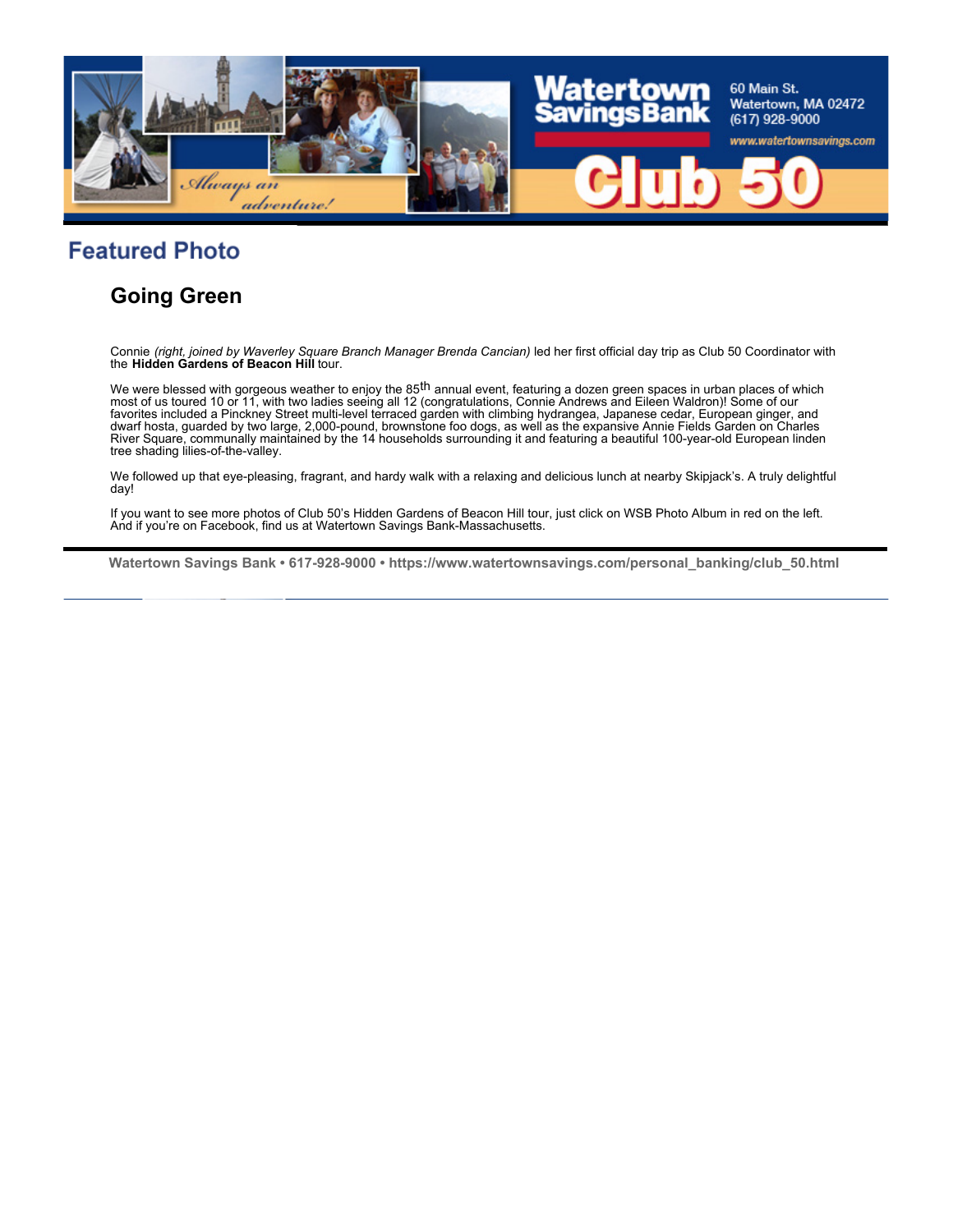## Featured Photo

### Going Green

Connie *(right, joined by Waverley Square Branch Manager Brenda Cancian)* led her first official day trip as Club 50 Coordinator with the **Hidden Gardens of Beacon Hill** tour.

We were blessed with gorgeous weather to enjoy the 85th annual event, featuring a dozen green spaces in urban places of which most of us toured 10 or 11, with two ladies seeing all 12 (congratulations, Connie Andrews and Eileen Waldron)! Some of our favorites included a Pinckney Street multi-level terraced garden with climbing hydrangea, Japanese cedar, European ginger, and dwarf hosta, guarded by two large, 2,000-pound, brownstone foo dogs, as well as the expansive Annie Fields Garden on Charles River Square, communally maintained by the 14 households surrounding it and featuring a beautiful 100-year-old European linden tree shading lilies-of-the-valley.

We followed up that eye-pleasing, fragrant, and hardy walk with a relaxing and delicious lunch at nearby Skipjack's. A truly delightful day!

If you want to see more photos of Club 50's Hidden Gardens of Beacon Hill tour, just click on WSB Photo Album in red on the left. And if you're on Facebook, find us at Watertown Savings Bank-Massachusetts.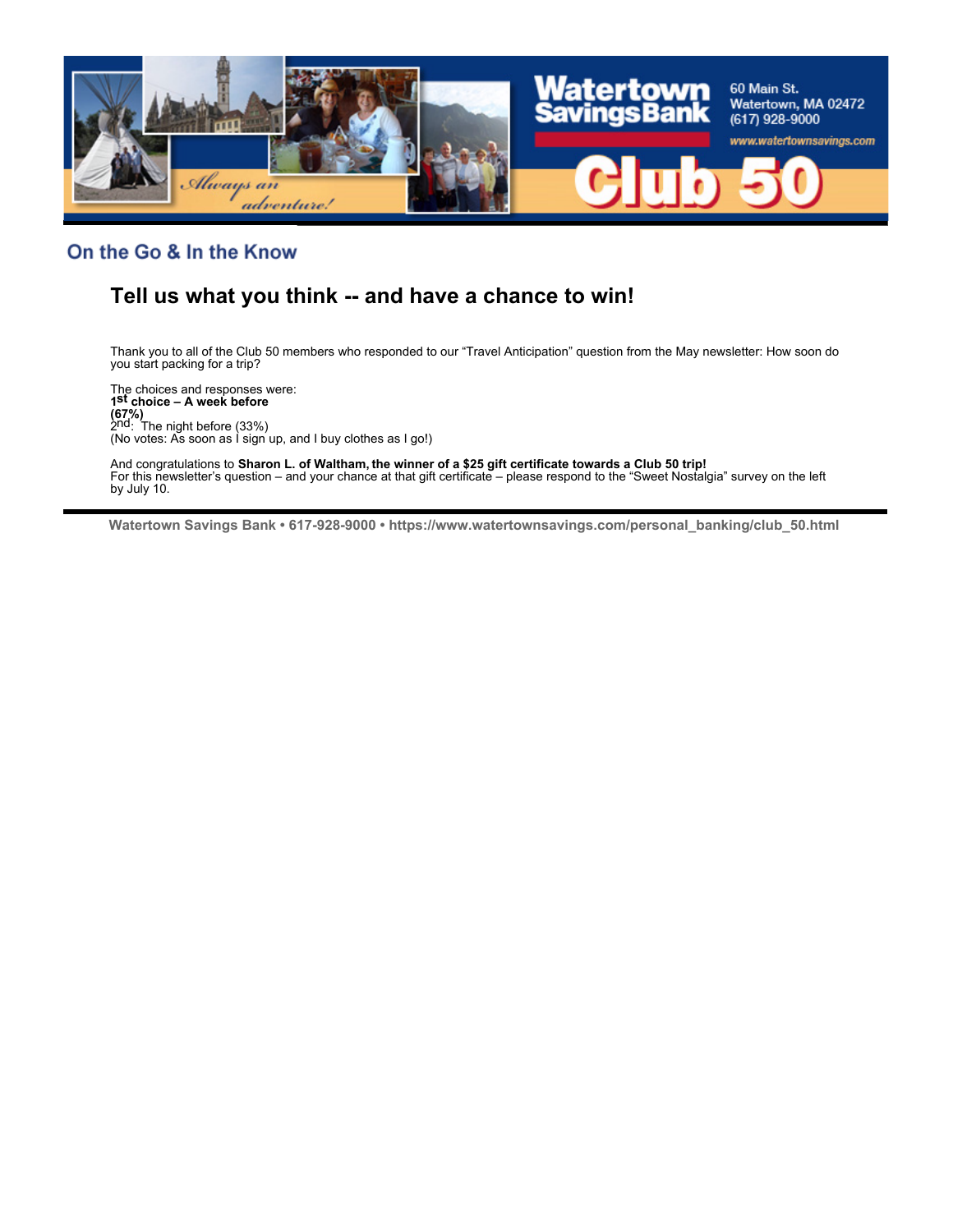## On the Go & In the Know

### Tell us what you think -- and have a chance to win!

Thank you to all of the Club 50 members who responded to our "Travel Anticipation" question from the May newsletter: How soon do you start packing for a trip?

The choices and responses were:
**1st choice – A week before (67%)**
2nd: The night before (33%)
(No votes: As soon as I sign up, and I buy clothes as I go!)

And congratulations to **Sharon L. of Waltham, the winner of a $25 gift certificate towards a Club 50 trip!**
For this newsletter's question – and your chance at that gift certificate – please respond to the "Sweet Nostalgia" survey on the left by July 10.

**Watertown Savings Bank • 617-928-9000 • https://www.watertownsavings.com/personal_banking/club_50.html**